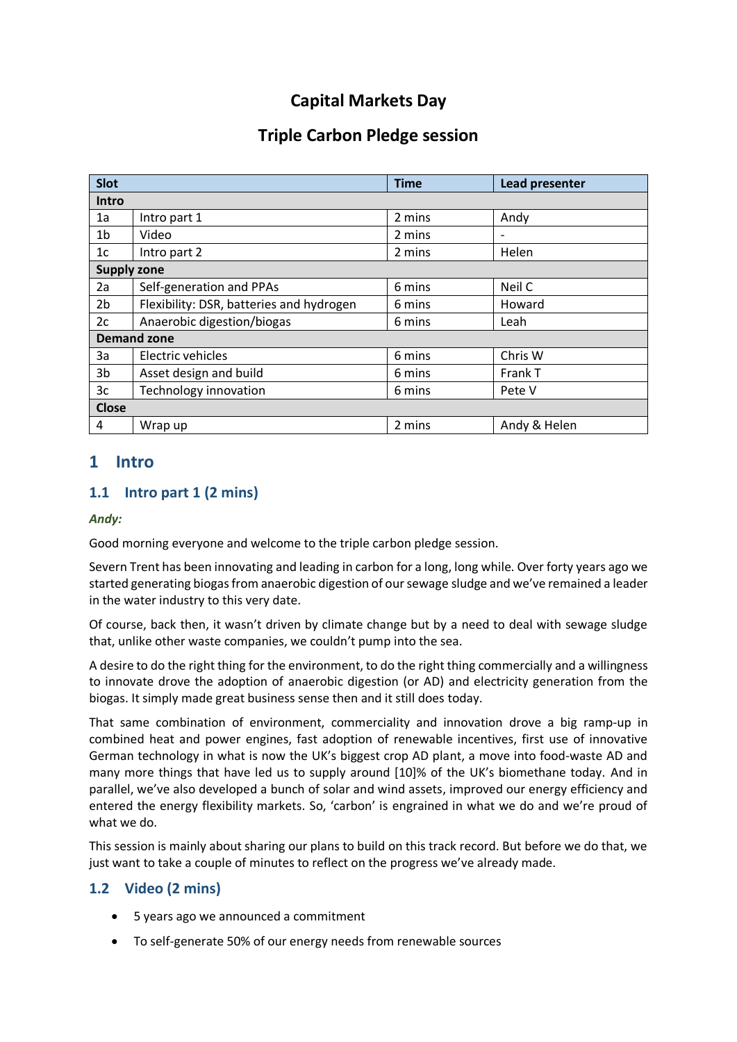# Capital Markets Day

## Triple Carbon Pledge session

| Slot | | Time | Lead presenter |
|---|---|---|---|
| **Intro** | | | |
| 1a | Intro part 1 | 2 mins | Andy |
| 1b | Video | 2 mins | - |
| 1c | Intro part 2 | 2 mins | Helen |
| **Supply zone** | | | |
| 2a | Self-generation and PPAs | 6 mins | Neil C |
| 2b | Flexibility: DSR, batteries and hydrogen | 6 mins | Howard |
| 2c | Anaerobic digestion/biogas | 6 mins | Leah |
| **Demand zone** | | | |
| 3a | Electric vehicles | 6 mins | Chris W |
| 3b | Asset design and build | 6 mins | Frank T |
| 3c | Technology innovation | 6 mins | Pete V |
| **Close** | | | |
| 4 | Wrap up | 2 mins | Andy & Helen |

## 1 Intro

### 1.1 Intro part 1 (2 mins)

***Andy:***

Good morning everyone and welcome to the triple carbon pledge session.

Severn Trent has been innovating and leading in carbon for a long, long while. Over forty years ago we started generating biogas from anaerobic digestion of our sewage sludge and we've remained a leader in the water industry to this very date.

Of course, back then, it wasn't driven by climate change but by a need to deal with sewage sludge that, unlike other waste companies, we couldn't pump into the sea.

A desire to do the right thing for the environment, to do the right thing commercially and a willingness to innovate drove the adoption of anaerobic digestion (or AD) and electricity generation from the biogas. It simply made great business sense then and it still does today.

That same combination of environment, commerciality and innovation drove a big ramp-up in combined heat and power engines, fast adoption of renewable incentives, first use of innovative German technology in what is now the UK's biggest crop AD plant, a move into food-waste AD and many more things that have led us to supply around [10]% of the UK's biomethane today. And in parallel, we've also developed a bunch of solar and wind assets, improved our energy efficiency and entered the energy flexibility markets. So, 'carbon' is engrained in what we do and we're proud of what we do.

This session is mainly about sharing our plans to build on this track record. But before we do that, we just want to take a couple of minutes to reflect on the progress we've already made.

### 1.2 Video (2 mins)

- 5 years ago we announced a commitment
- To self-generate 50% of our energy needs from renewable sources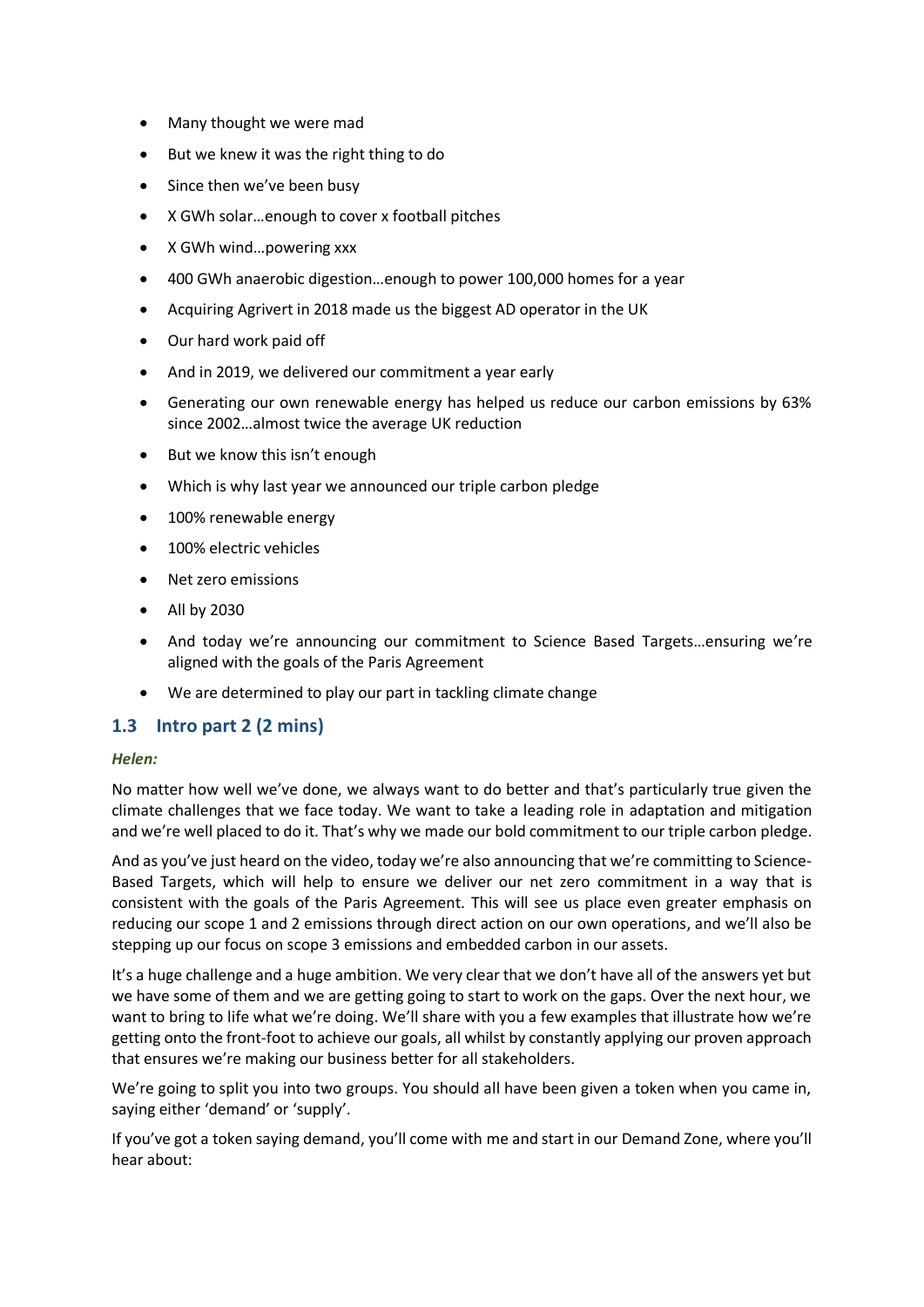- Many thought we were mad
- But we knew it was the right thing to do
- Since then we've been busy
- X GWh solar…enough to cover x football pitches
- X GWh wind…powering xxx
- 400 GWh anaerobic digestion…enough to power 100,000 homes for a year
- Acquiring Agrivert in 2018 made us the biggest AD operator in the UK
- Our hard work paid off
- And in 2019, we delivered our commitment a year early
- Generating our own renewable energy has helped us reduce our carbon emissions by 63% since 2002…almost twice the average UK reduction
- But we know this isn't enough
- Which is why last year we announced our triple carbon pledge
- 100% renewable energy
- 100% electric vehicles
- Net zero emissions
- All by 2030
- And today we're announcing our commitment to Science Based Targets…ensuring we're aligned with the goals of the Paris Agreement
- We are determined to play our part in tackling climate change

## 1.3 Intro part 2 (2 mins)

***Helen:***

No matter how well we've done, we always want to do better and that's particularly true given the climate challenges that we face today. We want to take a leading role in adaptation and mitigation and we're well placed to do it. That's why we made our bold commitment to our triple carbon pledge.

And as you've just heard on the video, today we're also announcing that we're committing to Science-Based Targets, which will help to ensure we deliver our net zero commitment in a way that is consistent with the goals of the Paris Agreement. This will see us place even greater emphasis on reducing our scope 1 and 2 emissions through direct action on our own operations, and we'll also be stepping up our focus on scope 3 emissions and embedded carbon in our assets.

It's a huge challenge and a huge ambition. We very clear that we don't have all of the answers yet but we have some of them and we are getting going to start to work on the gaps. Over the next hour, we want to bring to life what we're doing. We'll share with you a few examples that illustrate how we're getting onto the front-foot to achieve our goals, all whilst by constantly applying our proven approach that ensures we're making our business better for all stakeholders.

We're going to split you into two groups. You should all have been given a token when you came in, saying either 'demand' or 'supply'.

If you've got a token saying demand, you'll come with me and start in our Demand Zone, where you'll hear about: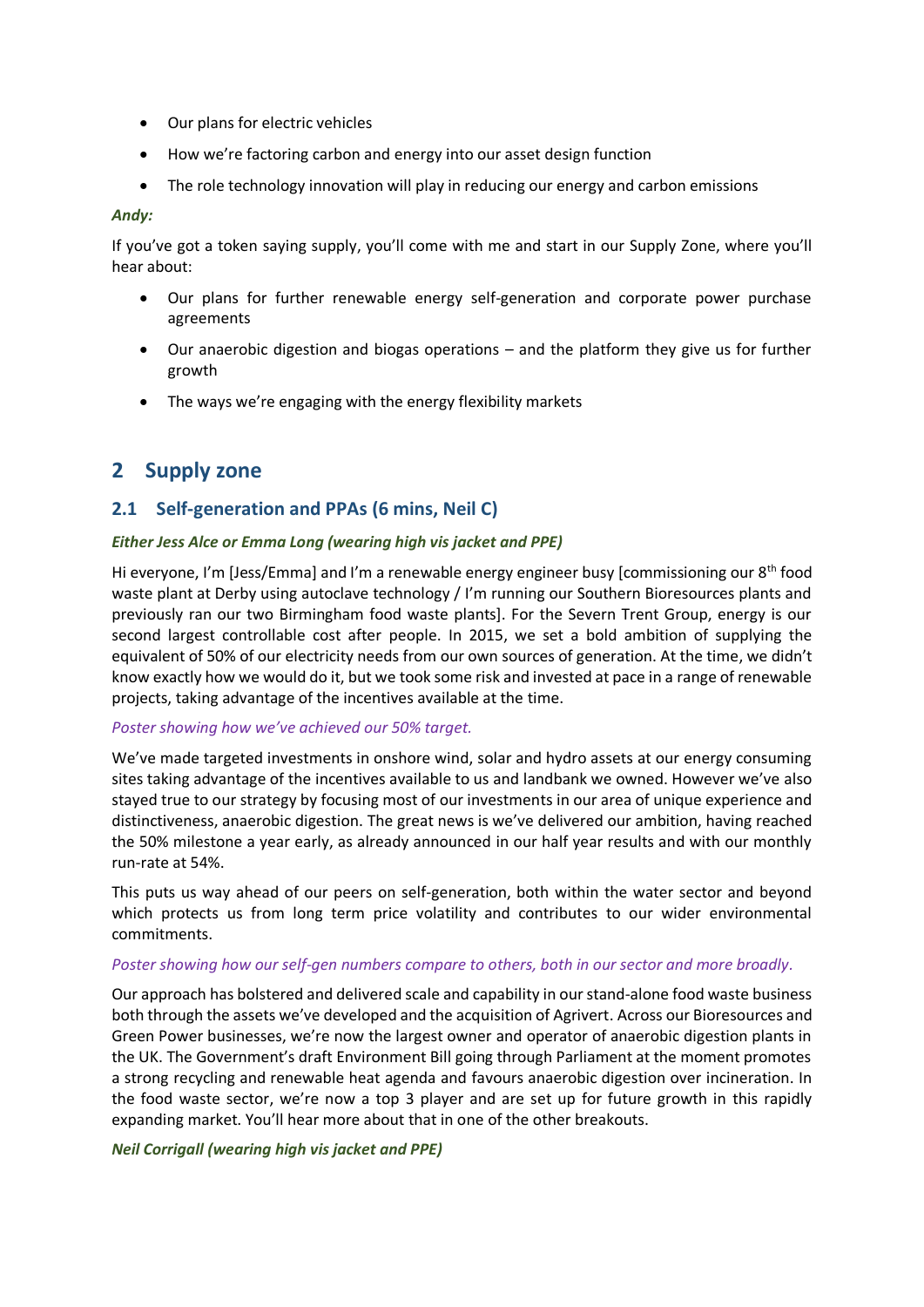- Our plans for electric vehicles
- How we're factoring carbon and energy into our asset design function
- The role technology innovation will play in reducing our energy and carbon emissions

***Andy:***

If you've got a token saying supply, you'll come with me and start in our Supply Zone, where you'll hear about:

- Our plans for further renewable energy self-generation and corporate power purchase agreements
- Our anaerobic digestion and biogas operations – and the platform they give us for further growth
- The ways we're engaging with the energy flexibility markets

## 2 Supply zone

### 2.1 Self-generation and PPAs (6 mins, Neil C)

***Either Jess Alce or Emma Long (wearing high vis jacket and PPE)***

Hi everyone, I'm [Jess/Emma] and I'm a renewable energy engineer busy [commissioning our 8th food waste plant at Derby using autoclave technology / I'm running our Southern Bioresources plants and previously ran our two Birmingham food waste plants]. For the Severn Trent Group, energy is our second largest controllable cost after people. In 2015, we set a bold ambition of supplying the equivalent of 50% of our electricity needs from our own sources of generation. At the time, we didn't know exactly how we would do it, but we took some risk and invested at pace in a range of renewable projects, taking advantage of the incentives available at the time.

*Poster showing how we've achieved our 50% target.*

We've made targeted investments in onshore wind, solar and hydro assets at our energy consuming sites taking advantage of the incentives available to us and landbank we owned. However we've also stayed true to our strategy by focusing most of our investments in our area of unique experience and distinctiveness, anaerobic digestion. The great news is we've delivered our ambition, having reached the 50% milestone a year early, as already announced in our half year results and with our monthly run-rate at 54%.

This puts us way ahead of our peers on self-generation, both within the water sector and beyond which protects us from long term price volatility and contributes to our wider environmental commitments.

*Poster showing how our self-gen numbers compare to others, both in our sector and more broadly.*

Our approach has bolstered and delivered scale and capability in our stand-alone food waste business both through the assets we've developed and the acquisition of Agrivert. Across our Bioresources and Green Power businesses, we're now the largest owner and operator of anaerobic digestion plants in the UK. The Government's draft Environment Bill going through Parliament at the moment promotes a strong recycling and renewable heat agenda and favours anaerobic digestion over incineration. In the food waste sector, we're now a top 3 player and are set up for future growth in this rapidly expanding market. You'll hear more about that in one of the other breakouts.

***Neil Corrigall (wearing high vis jacket and PPE)***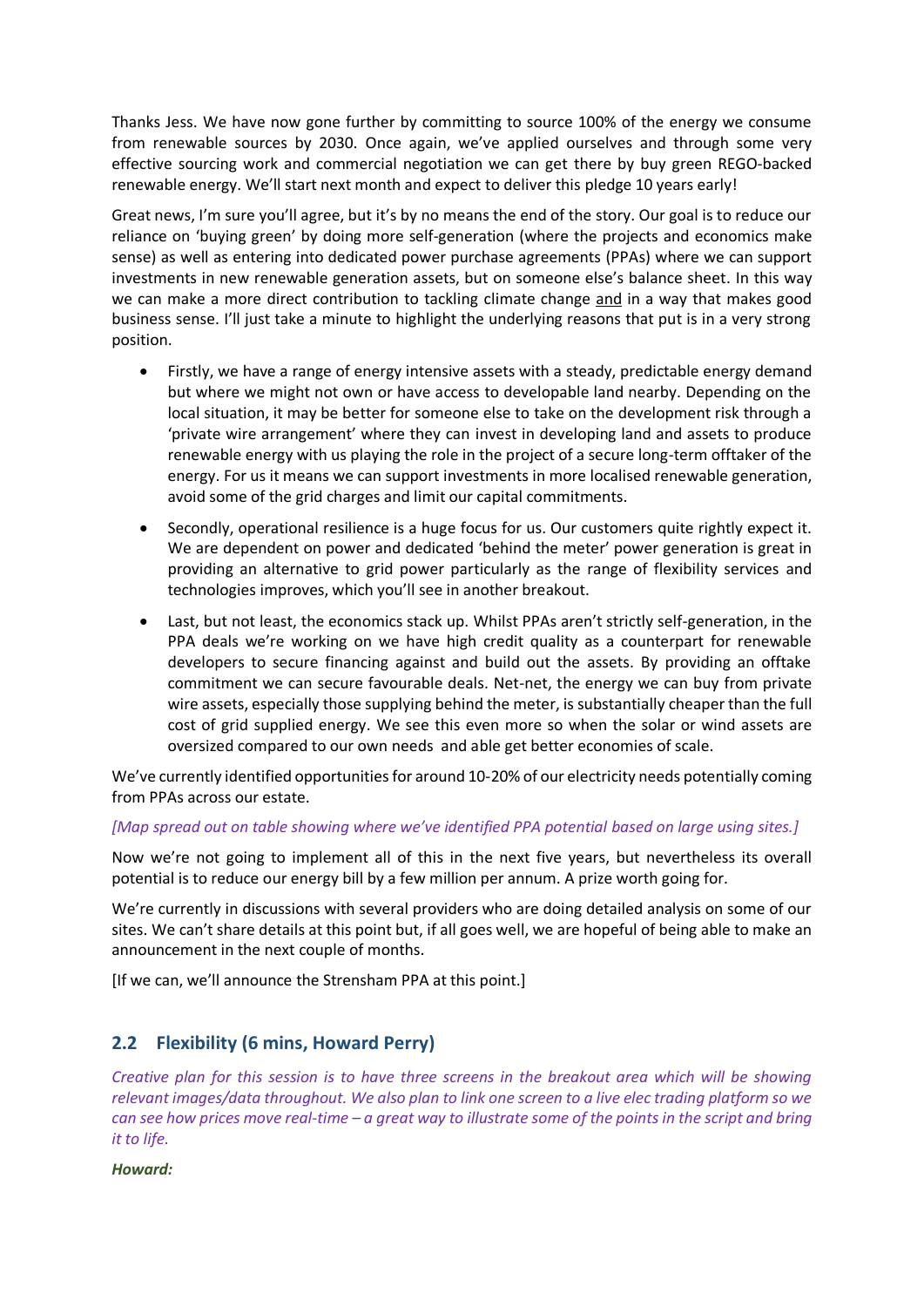Thanks Jess. We have now gone further by committing to source 100% of the energy we consume from renewable sources by 2030. Once again, we've applied ourselves and through some very effective sourcing work and commercial negotiation we can get there by buy green REGO-backed renewable energy. We'll start next month and expect to deliver this pledge 10 years early!

Great news, I'm sure you'll agree, but it's by no means the end of the story. Our goal is to reduce our reliance on 'buying green' by doing more self-generation (where the projects and economics make sense) as well as entering into dedicated power purchase agreements (PPAs) where we can support investments in new renewable generation assets, but on someone else's balance sheet. In this way we can make a more direct contribution to tackling climate change <u>and</u> in a way that makes good business sense. I'll just take a minute to highlight the underlying reasons that put is in a very strong position.

- Firstly, we have a range of energy intensive assets with a steady, predictable energy demand but where we might not own or have access to developable land nearby. Depending on the local situation, it may be better for someone else to take on the development risk through a 'private wire arrangement' where they can invest in developing land and assets to produce renewable energy with us playing the role in the project of a secure long-term offtaker of the energy. For us it means we can support investments in more localised renewable generation, avoid some of the grid charges and limit our capital commitments.
- Secondly, operational resilience is a huge focus for us. Our customers quite rightly expect it. We are dependent on power and dedicated 'behind the meter' power generation is great in providing an alternative to grid power particularly as the range of flexibility services and technologies improves, which you'll see in another breakout.
- Last, but not least, the economics stack up. Whilst PPAs aren't strictly self-generation, in the PPA deals we're working on we have high credit quality as a counterpart for renewable developers to secure financing against and build out the assets. By providing an offtake commitment we can secure favourable deals. Net-net, the energy we can buy from private wire assets, especially those supplying behind the meter, is substantially cheaper than the full cost of grid supplied energy. We see this even more so when the solar or wind assets are oversized compared to our own needs and able get better economies of scale.

We've currently identified opportunities for around 10-20% of our electricity needs potentially coming from PPAs across our estate.

*[Map spread out on table showing where we've identified PPA potential based on large using sites.]*

Now we're not going to implement all of this in the next five years, but nevertheless its overall potential is to reduce our energy bill by a few million per annum. A prize worth going for.

We're currently in discussions with several providers who are doing detailed analysis on some of our sites. We can't share details at this point but, if all goes well, we are hopeful of being able to make an announcement in the next couple of months.

[If we can, we'll announce the Strensham PPA at this point.]

## 2.2 Flexibility (6 mins, Howard Perry)

*Creative plan for this session is to have three screens in the breakout area which will be showing relevant images/data throughout. We also plan to link one screen to a live elec trading platform so we can see how prices move real-time – a great way to illustrate some of the points in the script and bring it to life.*

***Howard:***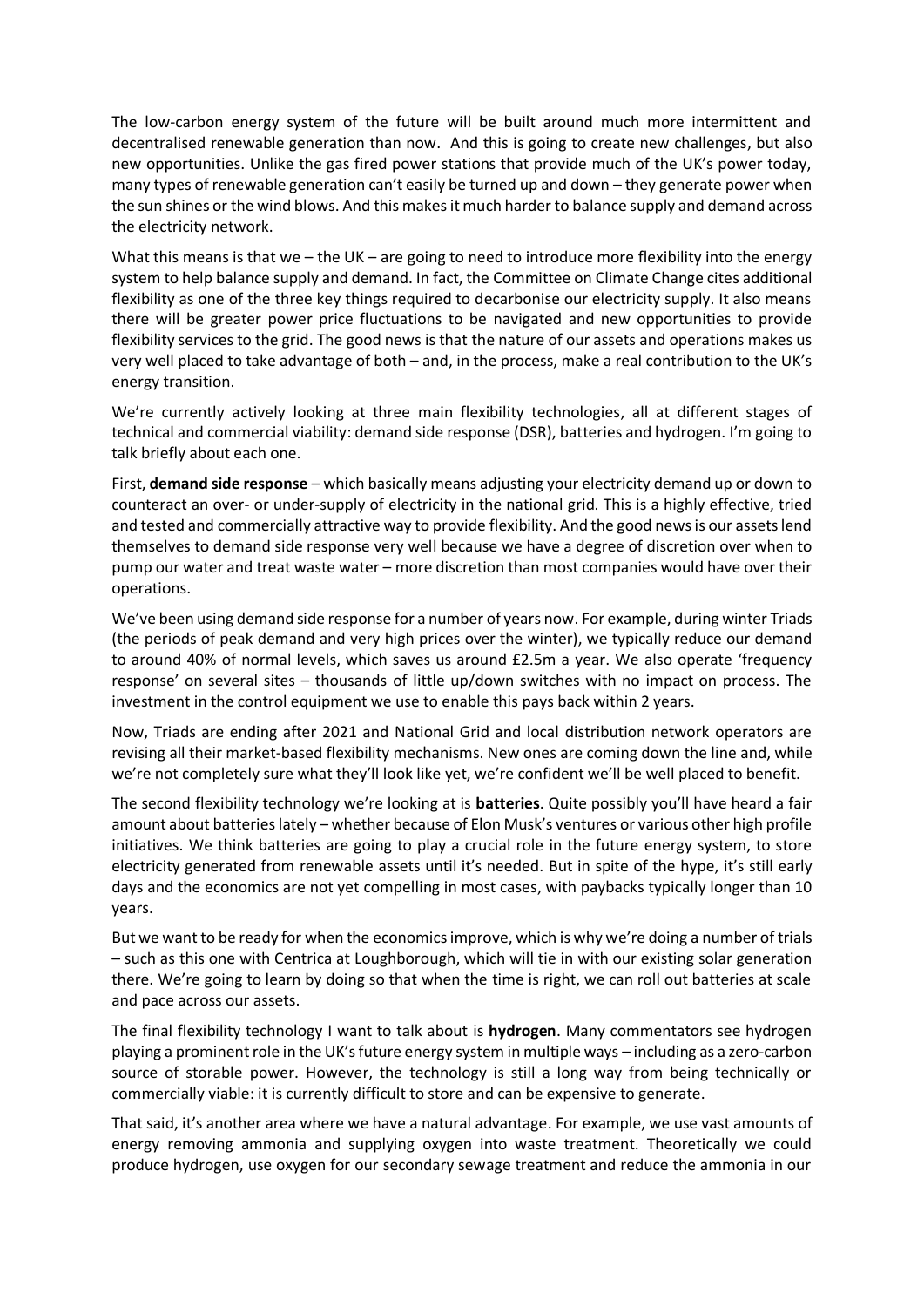The low-carbon energy system of the future will be built around much more intermittent and decentralised renewable generation than now. And this is going to create new challenges, but also new opportunities. Unlike the gas fired power stations that provide much of the UK's power today, many types of renewable generation can't easily be turned up and down – they generate power when the sun shines or the wind blows. And this makes it much harder to balance supply and demand across the electricity network.

What this means is that we – the UK – are going to need to introduce more flexibility into the energy system to help balance supply and demand. In fact, the Committee on Climate Change cites additional flexibility as one of the three key things required to decarbonise our electricity supply. It also means there will be greater power price fluctuations to be navigated and new opportunities to provide flexibility services to the grid. The good news is that the nature of our assets and operations makes us very well placed to take advantage of both – and, in the process, make a real contribution to the UK's energy transition.

We're currently actively looking at three main flexibility technologies, all at different stages of technical and commercial viability: demand side response (DSR), batteries and hydrogen. I'm going to talk briefly about each one.

First, **demand side response** – which basically means adjusting your electricity demand up or down to counteract an over- or under-supply of electricity in the national grid. This is a highly effective, tried and tested and commercially attractive way to provide flexibility. And the good news is our assets lend themselves to demand side response very well because we have a degree of discretion over when to pump our water and treat waste water – more discretion than most companies would have over their operations.

We've been using demand side response for a number of years now. For example, during winter Triads (the periods of peak demand and very high prices over the winter), we typically reduce our demand to around 40% of normal levels, which saves us around £2.5m a year. We also operate 'frequency response' on several sites – thousands of little up/down switches with no impact on process. The investment in the control equipment we use to enable this pays back within 2 years.

Now, Triads are ending after 2021 and National Grid and local distribution network operators are revising all their market-based flexibility mechanisms. New ones are coming down the line and, while we're not completely sure what they'll look like yet, we're confident we'll be well placed to benefit.

The second flexibility technology we're looking at is **batteries**. Quite possibly you'll have heard a fair amount about batteries lately – whether because of Elon Musk's ventures or various other high profile initiatives. We think batteries are going to play a crucial role in the future energy system, to store electricity generated from renewable assets until it's needed. But in spite of the hype, it's still early days and the economics are not yet compelling in most cases, with paybacks typically longer than 10 years.

But we want to be ready for when the economics improve, which is why we're doing a number of trials – such as this one with Centrica at Loughborough, which will tie in with our existing solar generation there. We're going to learn by doing so that when the time is right, we can roll out batteries at scale and pace across our assets.

The final flexibility technology I want to talk about is **hydrogen**. Many commentators see hydrogen playing a prominent role in the UK's future energy system in multiple ways – including as a zero-carbon source of storable power. However, the technology is still a long way from being technically or commercially viable: it is currently difficult to store and can be expensive to generate.

That said, it's another area where we have a natural advantage. For example, we use vast amounts of energy removing ammonia and supplying oxygen into waste treatment. Theoretically we could produce hydrogen, use oxygen for our secondary sewage treatment and reduce the ammonia in our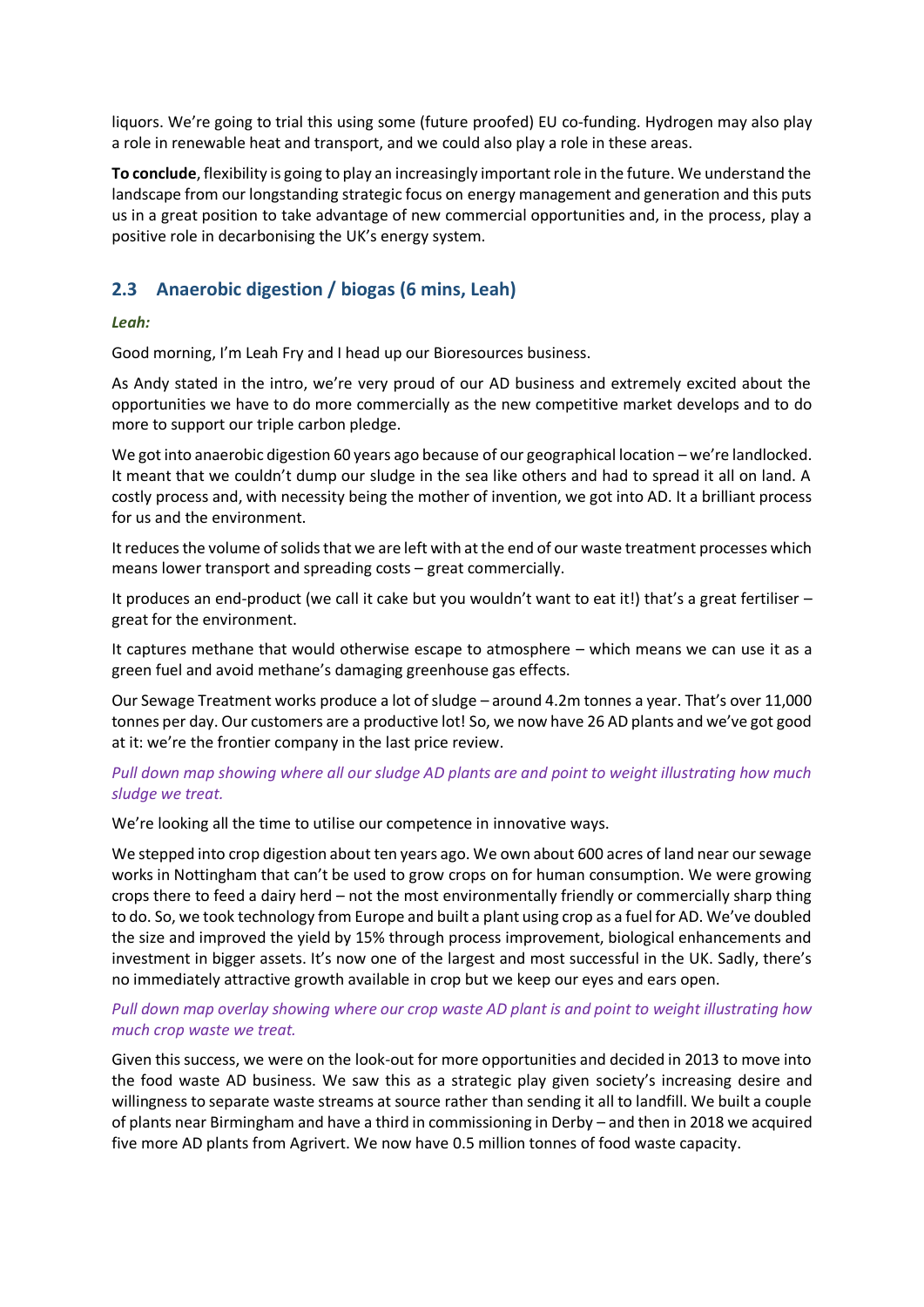liquors. We're going to trial this using some (future proofed) EU co-funding. Hydrogen may also play a role in renewable heat and transport, and we could also play a role in these areas.

**To conclude**, flexibility is going to play an increasingly important role in the future. We understand the landscape from our longstanding strategic focus on energy management and generation and this puts us in a great position to take advantage of new commercial opportunities and, in the process, play a positive role in decarbonising the UK's energy system.

## 2.3 Anaerobic digestion / biogas (6 mins, Leah)

***Leah:***

Good morning, I'm Leah Fry and I head up our Bioresources business.

As Andy stated in the intro, we're very proud of our AD business and extremely excited about the opportunities we have to do more commercially as the new competitive market develops and to do more to support our triple carbon pledge.

We got into anaerobic digestion 60 years ago because of our geographical location – we're landlocked. It meant that we couldn't dump our sludge in the sea like others and had to spread it all on land. A costly process and, with necessity being the mother of invention, we got into AD. It a brilliant process for us and the environment.

It reduces the volume of solids that we are left with at the end of our waste treatment processes which means lower transport and spreading costs – great commercially.

It produces an end-product (we call it cake but you wouldn't want to eat it!) that's a great fertiliser – great for the environment.

It captures methane that would otherwise escape to atmosphere – which means we can use it as a green fuel and avoid methane's damaging greenhouse gas effects.

Our Sewage Treatment works produce a lot of sludge – around 4.2m tonnes a year. That's over 11,000 tonnes per day. Our customers are a productive lot! So, we now have 26 AD plants and we've got good at it: we're the frontier company in the last price review.

*Pull down map showing where all our sludge AD plants are and point to weight illustrating how much sludge we treat.*

We're looking all the time to utilise our competence in innovative ways.

We stepped into crop digestion about ten years ago. We own about 600 acres of land near our sewage works in Nottingham that can't be used to grow crops on for human consumption. We were growing crops there to feed a dairy herd – not the most environmentally friendly or commercially sharp thing to do. So, we took technology from Europe and built a plant using crop as a fuel for AD. We've doubled the size and improved the yield by 15% through process improvement, biological enhancements and investment in bigger assets. It's now one of the largest and most successful in the UK. Sadly, there's no immediately attractive growth available in crop but we keep our eyes and ears open.

*Pull down map overlay showing where our crop waste AD plant is and point to weight illustrating how much crop waste we treat.*

Given this success, we were on the look-out for more opportunities and decided in 2013 to move into the food waste AD business. We saw this as a strategic play given society's increasing desire and willingness to separate waste streams at source rather than sending it all to landfill. We built a couple of plants near Birmingham and have a third in commissioning in Derby – and then in 2018 we acquired five more AD plants from Agrivert. We now have 0.5 million tonnes of food waste capacity.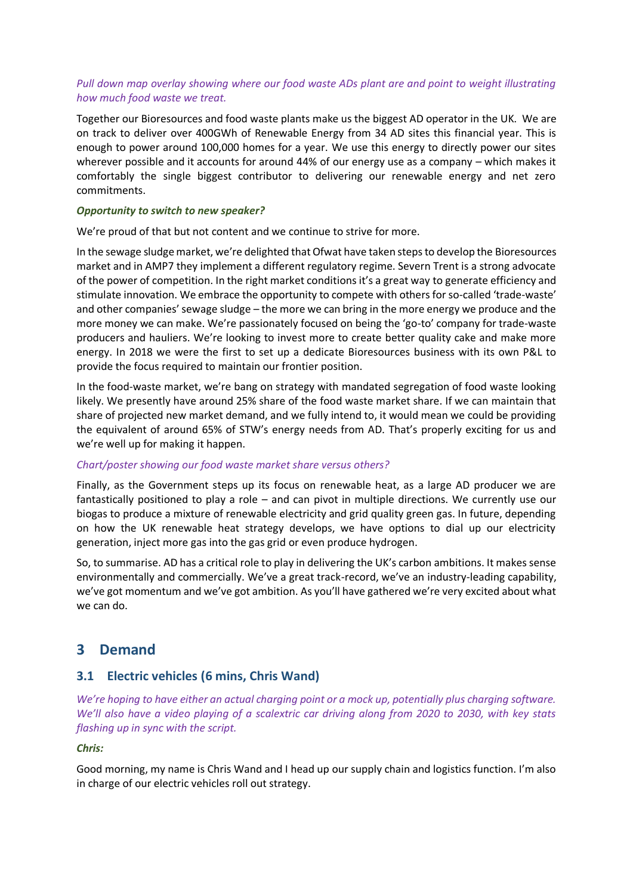*Pull down map overlay showing where our food waste ADs plant are and point to weight illustrating how much food waste we treat.*

Together our Bioresources and food waste plants make us the biggest AD operator in the UK. We are on track to deliver over 400GWh of Renewable Energy from 34 AD sites this financial year. This is enough to power around 100,000 homes for a year. We use this energy to directly power our sites wherever possible and it accounts for around 44% of our energy use as a company – which makes it comfortably the single biggest contributor to delivering our renewable energy and net zero commitments.

***Opportunity to switch to new speaker?***

We're proud of that but not content and we continue to strive for more.

In the sewage sludge market, we're delighted that Ofwat have taken steps to develop the Bioresources market and in AMP7 they implement a different regulatory regime. Severn Trent is a strong advocate of the power of competition. In the right market conditions it's a great way to generate efficiency and stimulate innovation. We embrace the opportunity to compete with others for so-called 'trade-waste' and other companies' sewage sludge – the more we can bring in the more energy we produce and the more money we can make. We're passionately focused on being the 'go-to' company for trade-waste producers and hauliers. We're looking to invest more to create better quality cake and make more energy. In 2018 we were the first to set up a dedicate Bioresources business with its own P&L to provide the focus required to maintain our frontier position.

In the food-waste market, we're bang on strategy with mandated segregation of food waste looking likely. We presently have around 25% share of the food waste market share. If we can maintain that share of projected new market demand, and we fully intend to, it would mean we could be providing the equivalent of around 65% of STW's energy needs from AD. That's properly exciting for us and we're well up for making it happen.

*Chart/poster showing our food waste market share versus others?*

Finally, as the Government steps up its focus on renewable heat, as a large AD producer we are fantastically positioned to play a role – and can pivot in multiple directions. We currently use our biogas to produce a mixture of renewable electricity and grid quality green gas. In future, depending on how the UK renewable heat strategy develops, we have options to dial up our electricity generation, inject more gas into the gas grid or even produce hydrogen.

So, to summarise. AD has a critical role to play in delivering the UK's carbon ambitions. It makes sense environmentally and commercially. We've a great track-record, we've an industry-leading capability, we've got momentum and we've got ambition. As you'll have gathered we're very excited about what we can do.

## 3 Demand

### 3.1 Electric vehicles (6 mins, Chris Wand)

*We're hoping to have either an actual charging point or a mock up, potentially plus charging software. We'll also have a video playing of a scalextric car driving along from 2020 to 2030, with key stats flashing up in sync with the script.*

***Chris:***

Good morning, my name is Chris Wand and I head up our supply chain and logistics function. I'm also in charge of our electric vehicles roll out strategy.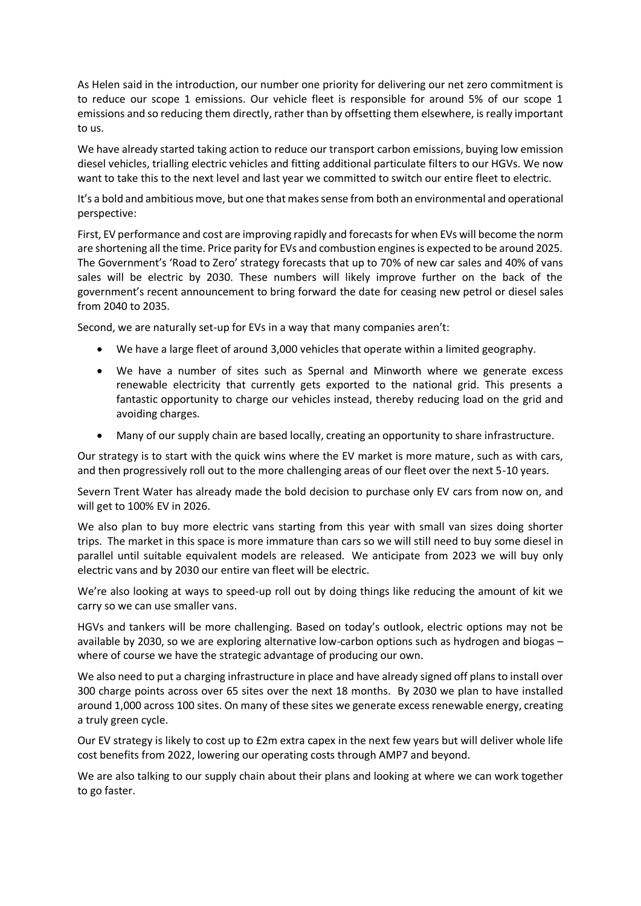As Helen said in the introduction, our number one priority for delivering our net zero commitment is to reduce our scope 1 emissions. Our vehicle fleet is responsible for around 5% of our scope 1 emissions and so reducing them directly, rather than by offsetting them elsewhere, is really important to us.

We have already started taking action to reduce our transport carbon emissions, buying low emission diesel vehicles, trialling electric vehicles and fitting additional particulate filters to our HGVs. We now want to take this to the next level and last year we committed to switch our entire fleet to electric.

It's a bold and ambitious move, but one that makes sense from both an environmental and operational perspective:

First, EV performance and cost are improving rapidly and forecasts for when EVs will become the norm are shortening all the time. Price parity for EVs and combustion engines is expected to be around 2025. The Government's 'Road to Zero' strategy forecasts that up to 70% of new car sales and 40% of vans sales will be electric by 2030. These numbers will likely improve further on the back of the government's recent announcement to bring forward the date for ceasing new petrol or diesel sales from 2040 to 2035.

Second, we are naturally set-up for EVs in a way that many companies aren't:

- We have a large fleet of around 3,000 vehicles that operate within a limited geography.
- We have a number of sites such as Spernal and Minworth where we generate excess renewable electricity that currently gets exported to the national grid. This presents a fantastic opportunity to charge our vehicles instead, thereby reducing load on the grid and avoiding charges.
- Many of our supply chain are based locally, creating an opportunity to share infrastructure.

Our strategy is to start with the quick wins where the EV market is more mature, such as with cars, and then progressively roll out to the more challenging areas of our fleet over the next 5-10 years.

Severn Trent Water has already made the bold decision to purchase only EV cars from now on, and will get to 100% EV in 2026.

We also plan to buy more electric vans starting from this year with small van sizes doing shorter trips. The market in this space is more immature than cars so we will still need to buy some diesel in parallel until suitable equivalent models are released. We anticipate from 2023 we will buy only electric vans and by 2030 our entire van fleet will be electric.

We're also looking at ways to speed-up roll out by doing things like reducing the amount of kit we carry so we can use smaller vans.

HGVs and tankers will be more challenging. Based on today's outlook, electric options may not be available by 2030, so we are exploring alternative low-carbon options such as hydrogen and biogas – where of course we have the strategic advantage of producing our own.

We also need to put a charging infrastructure in place and have already signed off plans to install over 300 charge points across over 65 sites over the next 18 months. By 2030 we plan to have installed around 1,000 across 100 sites. On many of these sites we generate excess renewable energy, creating a truly green cycle.

Our EV strategy is likely to cost up to £2m extra capex in the next few years but will deliver whole life cost benefits from 2022, lowering our operating costs through AMP7 and beyond.

We are also talking to our supply chain about their plans and looking at where we can work together to go faster.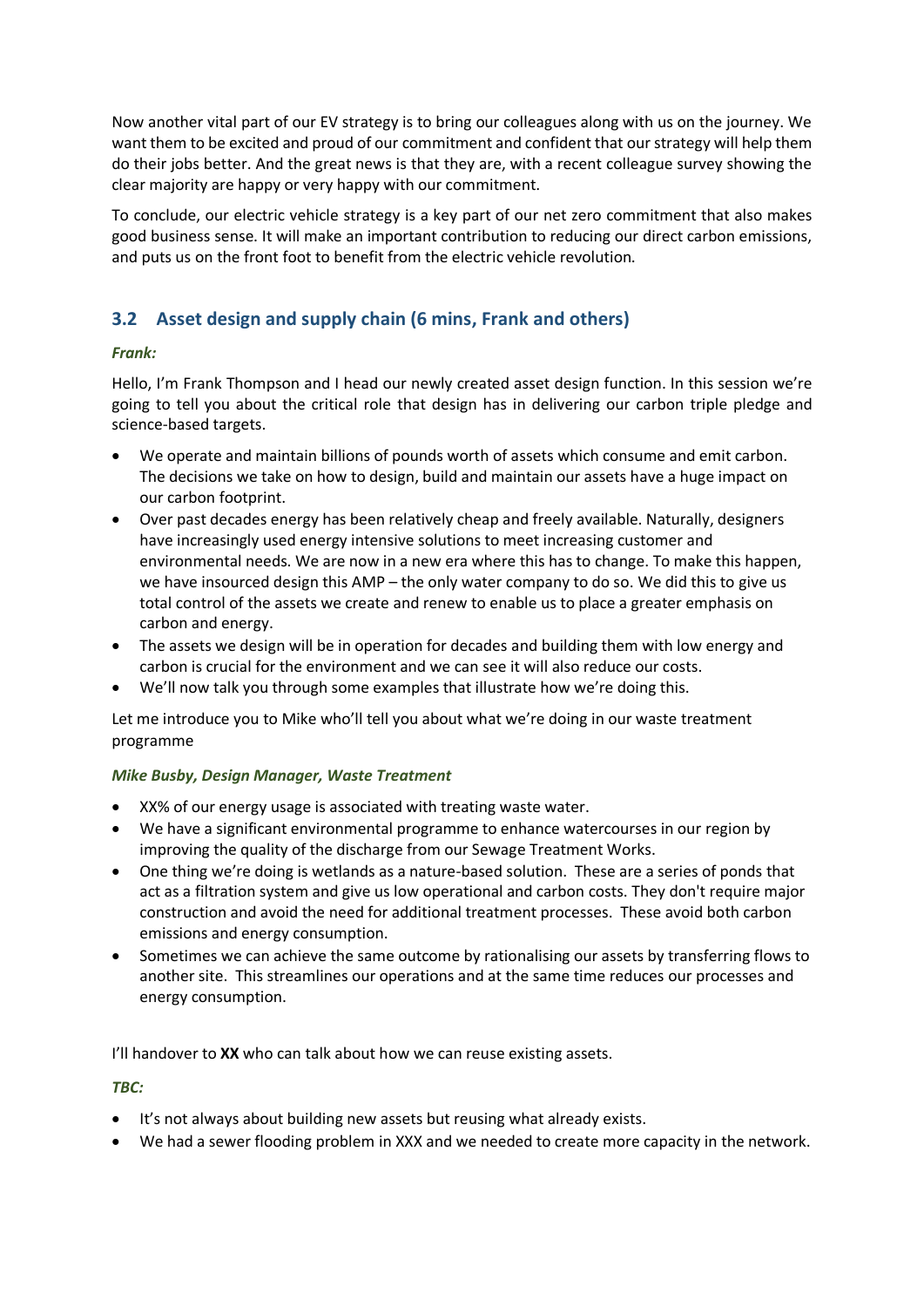Now another vital part of our EV strategy is to bring our colleagues along with us on the journey. We want them to be excited and proud of our commitment and confident that our strategy will help them do their jobs better. And the great news is that they are, with a recent colleague survey showing the clear majority are happy or very happy with our commitment.

To conclude, our electric vehicle strategy is a key part of our net zero commitment that also makes good business sense. It will make an important contribution to reducing our direct carbon emissions, and puts us on the front foot to benefit from the electric vehicle revolution.

## 3.2 Asset design and supply chain (6 mins, Frank and others)

***Frank:***

Hello, I'm Frank Thompson and I head our newly created asset design function. In this session we're going to tell you about the critical role that design has in delivering our carbon triple pledge and science-based targets.

- We operate and maintain billions of pounds worth of assets which consume and emit carbon. The decisions we take on how to design, build and maintain our assets have a huge impact on our carbon footprint.
- Over past decades energy has been relatively cheap and freely available. Naturally, designers have increasingly used energy intensive solutions to meet increasing customer and environmental needs. We are now in a new era where this has to change. To make this happen, we have insourced design this AMP – the only water company to do so. We did this to give us total control of the assets we create and renew to enable us to place a greater emphasis on carbon and energy.
- The assets we design will be in operation for decades and building them with low energy and carbon is crucial for the environment and we can see it will also reduce our costs.
- We'll now talk you through some examples that illustrate how we're doing this.

Let me introduce you to Mike who'll tell you about what we're doing in our waste treatment programme

***Mike Busby, Design Manager, Waste Treatment***

- XX% of our energy usage is associated with treating waste water.
- We have a significant environmental programme to enhance watercourses in our region by improving the quality of the discharge from our Sewage Treatment Works.
- One thing we're doing is wetlands as a nature-based solution. These are a series of ponds that act as a filtration system and give us low operational and carbon costs. They don't require major construction and avoid the need for additional treatment processes. These avoid both carbon emissions and energy consumption.
- Sometimes we can achieve the same outcome by rationalising our assets by transferring flows to another site. This streamlines our operations and at the same time reduces our processes and energy consumption.

I'll handover to **XX** who can talk about how we can reuse existing assets.

***TBC:***

- It's not always about building new assets but reusing what already exists.
- We had a sewer flooding problem in XXX and we needed to create more capacity in the network.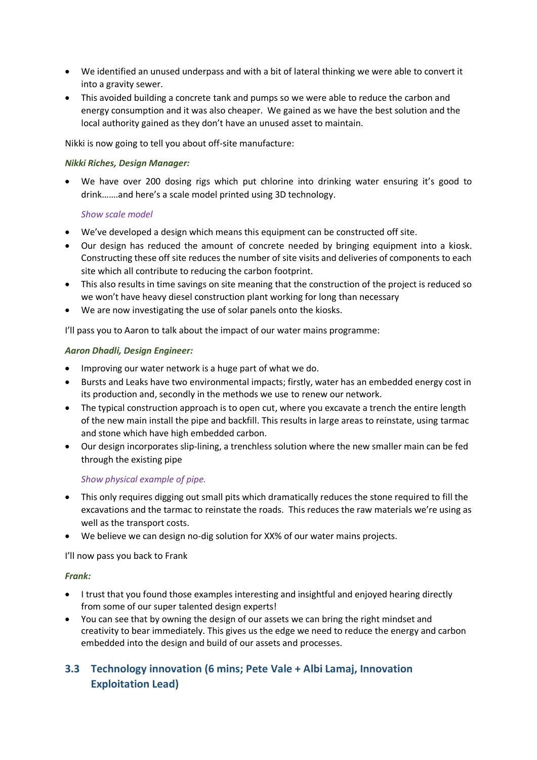- We identified an unused underpass and with a bit of lateral thinking we were able to convert it into a gravity sewer.
- This avoided building a concrete tank and pumps so we were able to reduce the carbon and energy consumption and it was also cheaper. We gained as we have the best solution and the local authority gained as they don't have an unused asset to maintain.

Nikki is now going to tell you about off-site manufacture:

***Nikki Riches, Design Manager:***

- We have over 200 dosing rigs which put chlorine into drinking water ensuring it's good to drink…….and here's a scale model printed using 3D technology.

  *Show scale model*

- We've developed a design which means this equipment can be constructed off site.
- Our design has reduced the amount of concrete needed by bringing equipment into a kiosk. Constructing these off site reduces the number of site visits and deliveries of components to each site which all contribute to reducing the carbon footprint.
- This also results in time savings on site meaning that the construction of the project is reduced so we won't have heavy diesel construction plant working for long than necessary
- We are now investigating the use of solar panels onto the kiosks.

I'll pass you to Aaron to talk about the impact of our water mains programme:

***Aaron Dhadli, Design Engineer:***

- Improving our water network is a huge part of what we do.
- Bursts and Leaks have two environmental impacts; firstly, water has an embedded energy cost in its production and, secondly in the methods we use to renew our network.
- The typical construction approach is to open cut, where you excavate a trench the entire length of the new main install the pipe and backfill. This results in large areas to reinstate, using tarmac and stone which have high embedded carbon.
- Our design incorporates slip-lining, a trenchless solution where the new smaller main can be fed through the existing pipe

  *Show physical example of pipe.*

- This only requires digging out small pits which dramatically reduces the stone required to fill the excavations and the tarmac to reinstate the roads. This reduces the raw materials we're using as well as the transport costs.
- We believe we can design no-dig solution for XX% of our water mains projects.

I'll now pass you back to Frank

***Frank:***

- I trust that you found those examples interesting and insightful and enjoyed hearing directly from some of our super talented design experts!
- You can see that by owning the design of our assets we can bring the right mindset and creativity to bear immediately. This gives us the edge we need to reduce the energy and carbon embedded into the design and build of our assets and processes.

## 3.3 Technology innovation (6 mins; Pete Vale + Albi Lamaj, Innovation Exploitation Lead)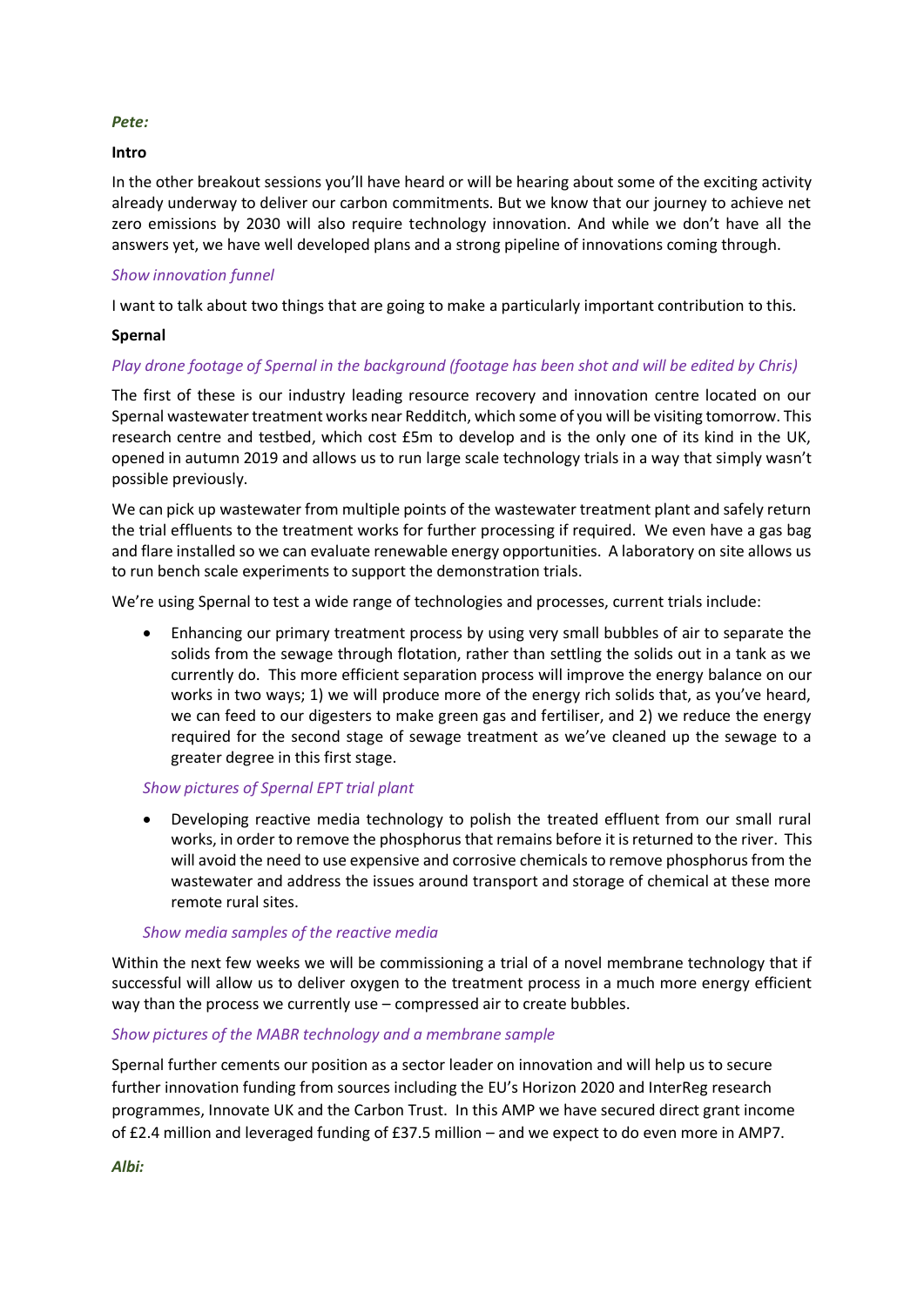***Pete:***

**Intro**

In the other breakout sessions you'll have heard or will be hearing about some of the exciting activity already underway to deliver our carbon commitments. But we know that our journey to achieve net zero emissions by 2030 will also require technology innovation. And while we don't have all the answers yet, we have well developed plans and a strong pipeline of innovations coming through.

*Show innovation funnel*

I want to talk about two things that are going to make a particularly important contribution to this.

**Spernal**

*Play drone footage of Spernal in the background (footage has been shot and will be edited by Chris)*

The first of these is our industry leading resource recovery and innovation centre located on our Spernal wastewater treatment works near Redditch, which some of you will be visiting tomorrow. This research centre and testbed, which cost £5m to develop and is the only one of its kind in the UK, opened in autumn 2019 and allows us to run large scale technology trials in a way that simply wasn't possible previously.

We can pick up wastewater from multiple points of the wastewater treatment plant and safely return the trial effluents to the treatment works for further processing if required. We even have a gas bag and flare installed so we can evaluate renewable energy opportunities. A laboratory on site allows us to run bench scale experiments to support the demonstration trials.

We're using Spernal to test a wide range of technologies and processes, current trials include:

- Enhancing our primary treatment process by using very small bubbles of air to separate the solids from the sewage through flotation, rather than settling the solids out in a tank as we currently do. This more efficient separation process will improve the energy balance on our works in two ways; 1) we will produce more of the energy rich solids that, as you've heard, we can feed to our digesters to make green gas and fertiliser, and 2) we reduce the energy required for the second stage of sewage treatment as we've cleaned up the sewage to a greater degree in this first stage.

  *Show pictures of Spernal EPT trial plant*

- Developing reactive media technology to polish the treated effluent from our small rural works, in order to remove the phosphorus that remains before it is returned to the river. This will avoid the need to use expensive and corrosive chemicals to remove phosphorus from the wastewater and address the issues around transport and storage of chemical at these more remote rural sites.

  *Show media samples of the reactive media*

Within the next few weeks we will be commissioning a trial of a novel membrane technology that if successful will allow us to deliver oxygen to the treatment process in a much more energy efficient way than the process we currently use – compressed air to create bubbles.

*Show pictures of the MABR technology and a membrane sample*

Spernal further cements our position as a sector leader on innovation and will help us to secure further innovation funding from sources including the EU's Horizon 2020 and InterReg research programmes, Innovate UK and the Carbon Trust. In this AMP we have secured direct grant income of £2.4 million and leveraged funding of £37.5 million – and we expect to do even more in AMP7.

***Albi:***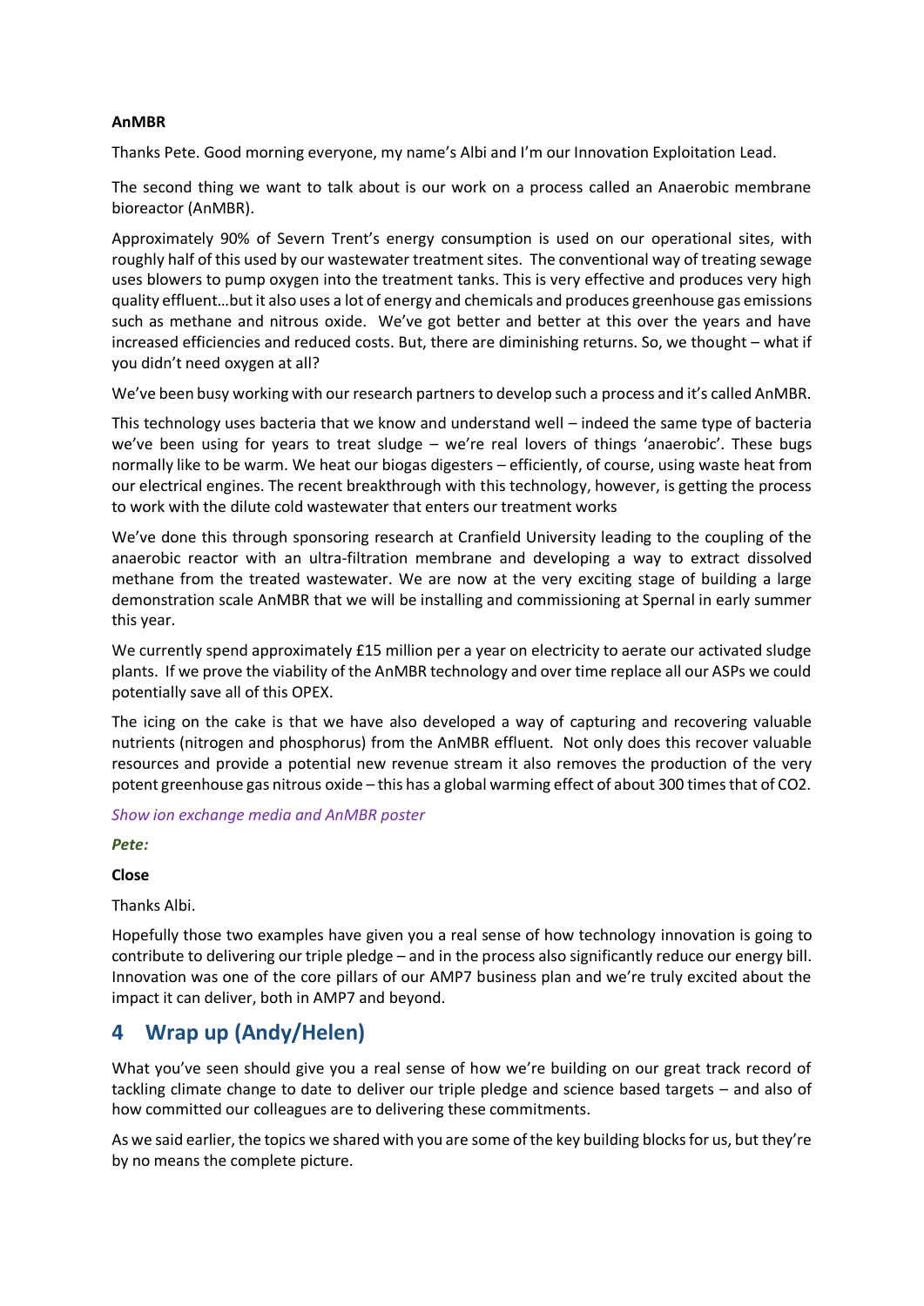**AnMBR**

Thanks Pete. Good morning everyone, my name's Albi and I'm our Innovation Exploitation Lead.

The second thing we want to talk about is our work on a process called an Anaerobic membrane bioreactor (AnMBR).

Approximately 90% of Severn Trent's energy consumption is used on our operational sites, with roughly half of this used by our wastewater treatment sites. The conventional way of treating sewage uses blowers to pump oxygen into the treatment tanks. This is very effective and produces very high quality effluent…but it also uses a lot of energy and chemicals and produces greenhouse gas emissions such as methane and nitrous oxide. We've got better and better at this over the years and have increased efficiencies and reduced costs. But, there are diminishing returns. So, we thought – what if you didn't need oxygen at all?

We've been busy working with our research partners to develop such a process and it's called AnMBR.

This technology uses bacteria that we know and understand well – indeed the same type of bacteria we've been using for years to treat sludge – we're real lovers of things 'anaerobic'. These bugs normally like to be warm. We heat our biogas digesters – efficiently, of course, using waste heat from our electrical engines. The recent breakthrough with this technology, however, is getting the process to work with the dilute cold wastewater that enters our treatment works

We've done this through sponsoring research at Cranfield University leading to the coupling of the anaerobic reactor with an ultra-filtration membrane and developing a way to extract dissolved methane from the treated wastewater. We are now at the very exciting stage of building a large demonstration scale AnMBR that we will be installing and commissioning at Spernal in early summer this year.

We currently spend approximately £15 million per a year on electricity to aerate our activated sludge plants. If we prove the viability of the AnMBR technology and over time replace all our ASPs we could potentially save all of this OPEX.

The icing on the cake is that we have also developed a way of capturing and recovering valuable nutrients (nitrogen and phosphorus) from the AnMBR effluent. Not only does this recover valuable resources and provide a potential new revenue stream it also removes the production of the very potent greenhouse gas nitrous oxide – this has a global warming effect of about 300 times that of CO2.

*Show ion exchange media and AnMBR poster*

***Pete:***

**Close**

Thanks Albi.

Hopefully those two examples have given you a real sense of how technology innovation is going to contribute to delivering our triple pledge – and in the process also significantly reduce our energy bill. Innovation was one of the core pillars of our AMP7 business plan and we're truly excited about the impact it can deliver, both in AMP7 and beyond.

## 4 Wrap up (Andy/Helen)

What you've seen should give you a real sense of how we're building on our great track record of tackling climate change to date to deliver our triple pledge and science based targets – and also of how committed our colleagues are to delivering these commitments.

As we said earlier, the topics we shared with you are some of the key building blocks for us, but they're by no means the complete picture.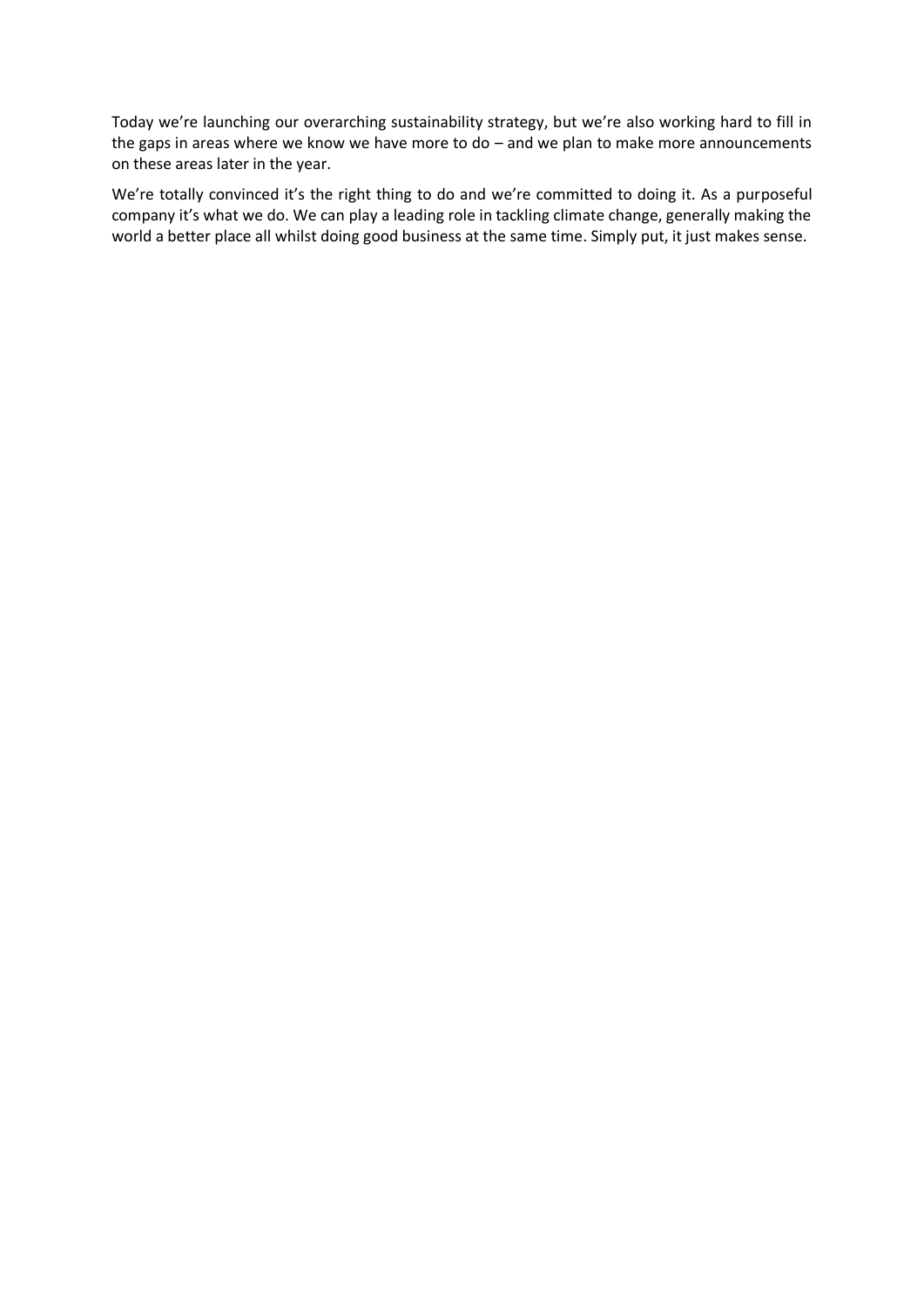Today we're launching our overarching sustainability strategy, but we're also working hard to fill in the gaps in areas where we know we have more to do – and we plan to make more announcements on these areas later in the year.

We're totally convinced it's the right thing to do and we're committed to doing it. As a purposeful company it's what we do. We can play a leading role in tackling climate change, generally making the world a better place all whilst doing good business at the same time. Simply put, it just makes sense.